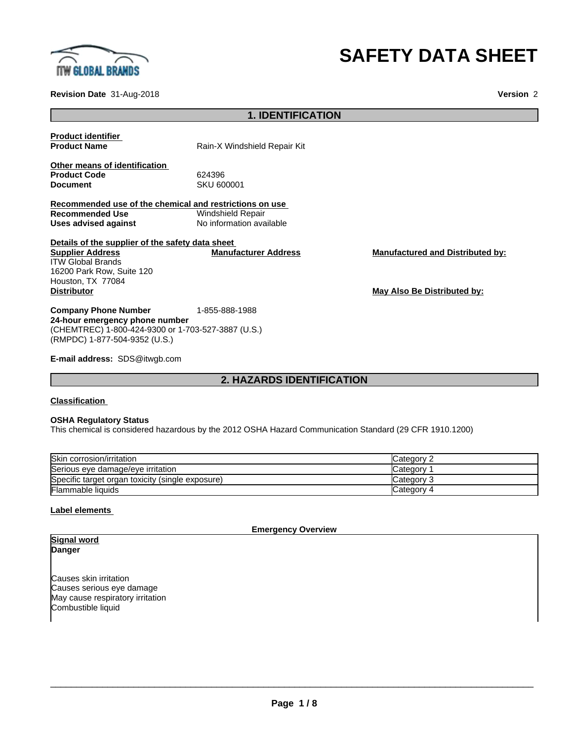# SAFETY DATA SHEET

**Revision Date** 31-Aug-2018

**Version** 2

## 1. IDENTIFICATION

**Product identifier**

**Product Name** Rain-X Windshield Repair Kit

**Other means of identification**

**Product Code** 624396

**Document** SKU 600001

**Recommended use of the chemical and restrictions on use**

**Recommended Use** Windshield Repair

**Uses advised against** No information available

**Details of the supplier of the safety data sheet**

**Supplier Address**
ITW Global Brands
16200 Park Row, Suite 120
Houston, TX 77084

**Manufacturer Address**

**Manufactured and Distributed by:**

**Distributor**

**May Also Be Distributed by:**

**Company Phone Number** 1-855-888-1988

**24-hour emergency phone number**
(CHEMTREC) 1-800-424-9300 or 1-703-527-3887 (U.S.)
(RMPDC) 1-877-504-9352 (U.S.)

**E-mail address:** SDS@itwgb.com

## 2. HAZARDS IDENTIFICATION

**Classification**

**OSHA Regulatory Status**
This chemical is considered hazardous by the 2012 OSHA Hazard Communication Standard (29 CFR 1910.1200)

| | |
|---|---|
| Skin corrosion/irritation | Category 2 |
| Serious eye damage/eye irritation | Category 1 |
| Specific target organ toxicity (single exposure) | Category 3 |
| Flammable liquids | Category 4 |

**Label elements**

**Emergency Overview**

**Signal word**
**Danger**

Causes skin irritation
Causes serious eye damage
May cause respiratory irritation
Combustible liquid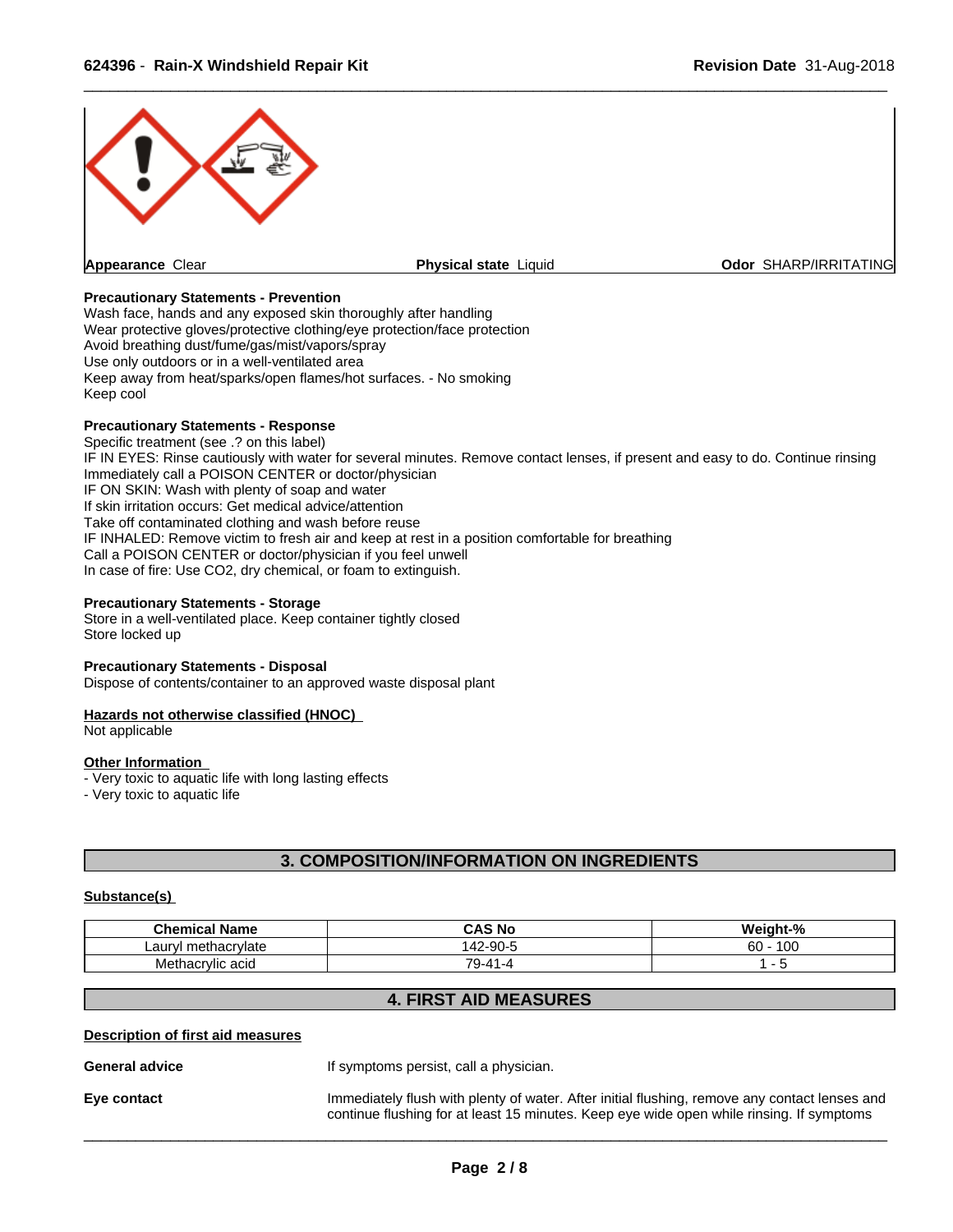**Appearance** Clear | **Physical state** Liquid | **Odor** SHARP/IRRITATING

**Precautionary Statements - Prevention**
Wash face, hands and any exposed skin thoroughly after handling
Wear protective gloves/protective clothing/eye protection/face protection
Avoid breathing dust/fume/gas/mist/vapors/spray
Use only outdoors or in a well-ventilated area
Keep away from heat/sparks/open flames/hot surfaces. - No smoking
Keep cool

**Precautionary Statements - Response**
Specific treatment (see .? on this label)
IF IN EYES: Rinse cautiously with water for several minutes. Remove contact lenses, if present and easy to do. Continue rinsing
Immediately call a POISON CENTER or doctor/physician
IF ON SKIN: Wash with plenty of soap and water
If skin irritation occurs: Get medical advice/attention
Take off contaminated clothing and wash before reuse
IF INHALED: Remove victim to fresh air and keep at rest in a position comfortable for breathing
Call a POISON CENTER or doctor/physician if you feel unwell
In case of fire: Use CO2, dry chemical, or foam to extinguish.

**Precautionary Statements - Storage**
Store in a well-ventilated place. Keep container tightly closed
Store locked up

**Precautionary Statements - Disposal**
Dispose of contents/container to an approved waste disposal plant

**Hazards not otherwise classified (HNOC)**
Not applicable

**Other Information**
- Very toxic to aquatic life with long lasting effects
- Very toxic to aquatic life

## 3. COMPOSITION/INFORMATION ON INGREDIENTS

**Substance(s)**

| Chemical Name | CAS No | Weight-% |
|---|---|---|
| Lauryl methacrylate | 142-90-5 | 60 - 100 |
| Methacrylic acid | 79-41-4 | 1 - 5 |

## 4. FIRST AID MEASURES

**Description of first aid measures**

**General advice** If symptoms persist, call a physician.

**Eye contact** Immediately flush with plenty of water. After initial flushing, remove any contact lenses and continue flushing for at least 15 minutes. Keep eye wide open while rinsing. If symptoms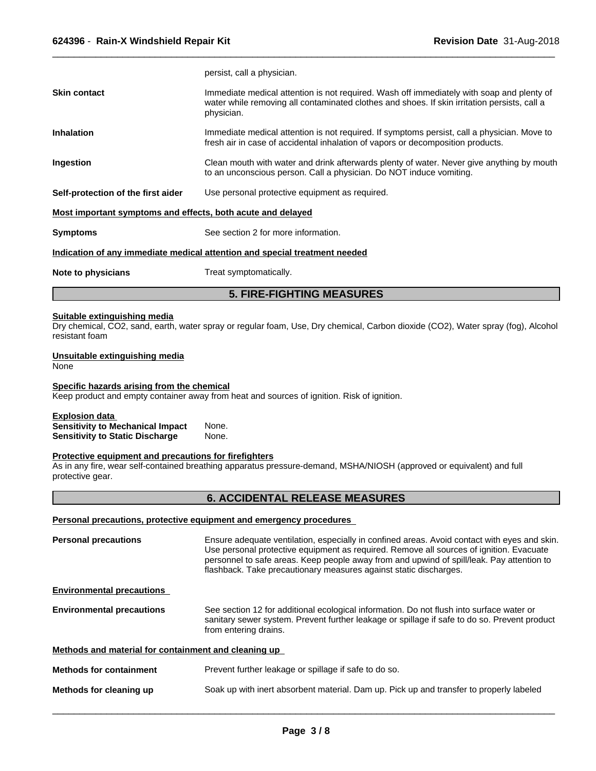persist, call a physician.

| | |
|---|---|
| **Skin contact** | Immediate medical attention is not required. Wash off immediately with soap and plenty of water while removing all contaminated clothes and shoes. If skin irritation persists, call a physician. |
| **Inhalation** | Immediate medical attention is not required. If symptoms persist, call a physician. Move to fresh air in case of accidental inhalation of vapors or decomposition products. |
| **Ingestion** | Clean mouth with water and drink afterwards plenty of water. Never give anything by mouth to an unconscious person. Call a physician. Do NOT induce vomiting. |
| **Self-protection of the first aider** | Use personal protective equipment as required. |

**Most important symptoms and effects, both acute and delayed**

**Symptoms** — See section 2 for more information.

**Indication of any immediate medical attention and special treatment needed**

**Note to physicians** — Treat symptomatically.

## 5. FIRE-FIGHTING MEASURES

**Suitable extinguishing media**

Dry chemical, CO2, sand, earth, water spray or regular foam, Use, Dry chemical, Carbon dioxide (CO2), Water spray (fog), Alcohol resistant foam

**Unsuitable extinguishing media**

None

**Specific hazards arising from the chemical**

Keep product and empty container away from heat and sources of ignition. Risk of ignition.

**Explosion data**

**Sensitivity to Mechanical Impact** None.
**Sensitivity to Static Discharge** None.

**Protective equipment and precautions for firefighters**

As in any fire, wear self-contained breathing apparatus pressure-demand, MSHA/NIOSH (approved or equivalent) and full protective gear.

## 6. ACCIDENTAL RELEASE MEASURES

**Personal precautions, protective equipment and emergency procedures**

**Personal precautions** — Ensure adequate ventilation, especially in confined areas. Avoid contact with eyes and skin. Use personal protective equipment as required. Remove all sources of ignition. Evacuate personnel to safe areas. Keep people away from and upwind of spill/leak. Pay attention to flashback. Take precautionary measures against static discharges.

**Environmental precautions**

**Environmental precautions** — See section 12 for additional ecological information. Do not flush into surface water or sanitary sewer system. Prevent further leakage or spillage if safe to do so. Prevent product from entering drains.

**Methods and material for containment and cleaning up**

**Methods for containment** — Prevent further leakage or spillage if safe to do so.

**Methods for cleaning up** — Soak up with inert absorbent material. Dam up. Pick up and transfer to properly labeled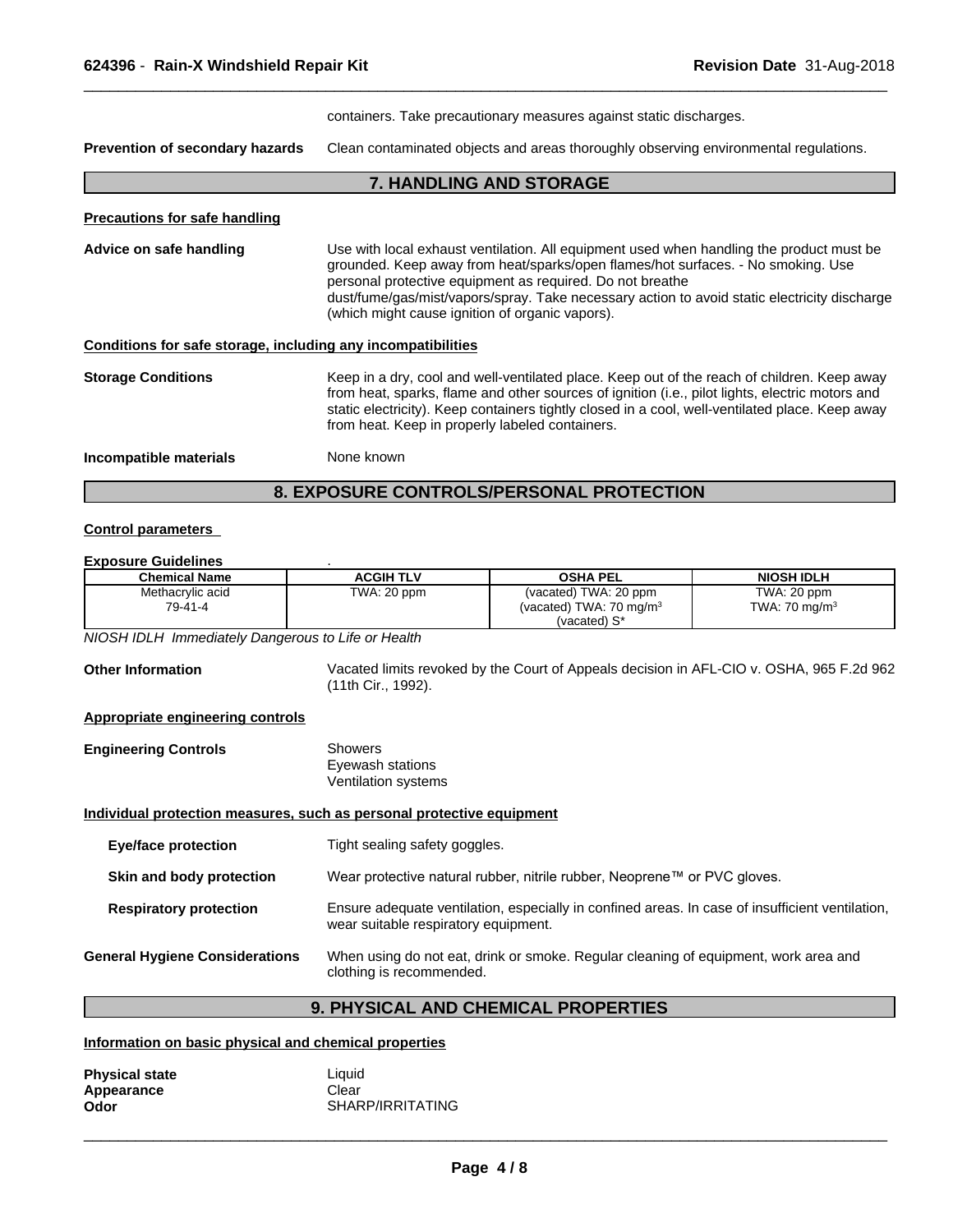containers. Take precautionary measures against static discharges.

**Prevention of secondary hazards** Clean contaminated objects and areas thoroughly observing environmental regulations.

## 7. HANDLING AND STORAGE

**Precautions for safe handling**

**Advice on safe handling** Use with local exhaust ventilation. All equipment used when handling the product must be grounded. Keep away from heat/sparks/open flames/hot surfaces. - No smoking. Use personal protective equipment as required. Do not breathe dust/fume/gas/mist/vapors/spray. Take necessary action to avoid static electricity discharge (which might cause ignition of organic vapors).

**Conditions for safe storage, including any incompatibilities**

**Storage Conditions** Keep in a dry, cool and well-ventilated place. Keep out of the reach of children. Keep away from heat, sparks, flame and other sources of ignition (i.e., pilot lights, electric motors and static electricity). Keep containers tightly closed in a cool, well-ventilated place. Keep away from heat. Keep in properly labeled containers.

**Incompatible materials** None known

## 8. EXPOSURE CONTROLS/PERSONAL PROTECTION

**Control parameters**

**Exposure Guidelines** .

| Chemical Name | ACGIH TLV | OSHA PEL | NIOSH IDLH |
|---|---|---|---|
| Methacrylic acid<br>79-41-4 | TWA: 20 ppm | (vacated) TWA: 20 ppm<br>(vacated) TWA: 70 mg/m$^3$<br>(vacated) S* | TWA: 20 ppm<br>TWA: 70 mg/m$^3$ |

*NIOSH IDLH Immediately Dangerous to Life or Health*

**Other Information** Vacated limits revoked by the Court of Appeals decision in AFL-CIO v. OSHA, 965 F.2d 962 (11th Cir., 1992).

**Appropriate engineering controls**

**Engineering Controls** Showers
Eyewash stations
Ventilation systems

**Individual protection measures, such as personal protective equipment**

**Eye/face protection** Tight sealing safety goggles.

**Skin and body protection** Wear protective natural rubber, nitrile rubber, Neoprene™ or PVC gloves.

**Respiratory protection** Ensure adequate ventilation, especially in confined areas. In case of insufficient ventilation, wear suitable respiratory equipment.

**General Hygiene Considerations** When using do not eat, drink or smoke. Regular cleaning of equipment, work area and clothing is recommended.

## 9. PHYSICAL AND CHEMICAL PROPERTIES

**Information on basic physical and chemical properties**

**Physical state** Liquid
**Appearance** Clear
**Odor** SHARP/IRRITATING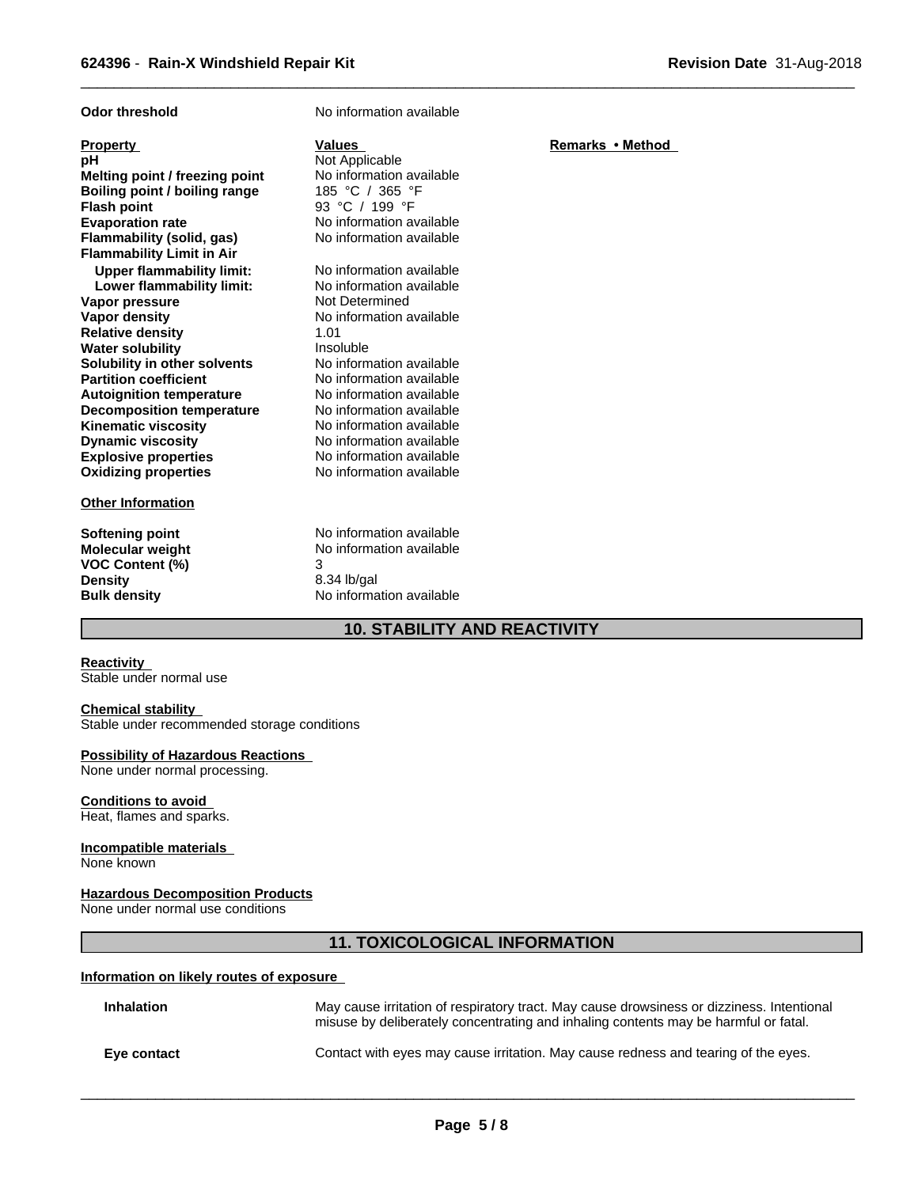| | |
|---|---|
| **Odor threshold** | No information available |

| Property | Values | Remarks • Method |
|---|---|---|
| **pH** | Not Applicable | |
| **Melting point / freezing point** | No information available | |
| **Boiling point / boiling range** | 185 °C / 365 °F | |
| **Flash point** | 93 °C / 199 °F | |
| **Evaporation rate** | No information available | |
| **Flammability (solid, gas)** | No information available | |
| **Flammability Limit in Air** | | |
| **Upper flammability limit:** | No information available | |
| **Lower flammability limit:** | No information available | |
| **Vapor pressure** | Not Determined | |
| **Vapor density** | No information available | |
| **Relative density** | 1.01 | |
| **Water solubility** | Insoluble | |
| **Solubility in other solvents** | No information available | |
| **Partition coefficient** | No information available | |
| **Autoignition temperature** | No information available | |
| **Decomposition temperature** | No information available | |
| **Kinematic viscosity** | No information available | |
| **Dynamic viscosity** | No information available | |
| **Explosive properties** | No information available | |
| **Oxidizing properties** | No information available | |

**Other Information**

| | |
|---|---|
| **Softening point** | No information available |
| **Molecular weight** | No information available |
| **VOC Content (%)** | 3 |
| **Density** | 8.34 lb/gal |
| **Bulk density** | No information available |

## 10. STABILITY AND REACTIVITY

**Reactivity**
Stable under normal use

**Chemical stability**
Stable under recommended storage conditions

**Possibility of Hazardous Reactions**
None under normal processing.

**Conditions to avoid**
Heat, flames and sparks.

**Incompatible materials**
None known

**Hazardous Decomposition Products**
None under normal use conditions

## 11. TOXICOLOGICAL INFORMATION

**Information on likely routes of exposure**

| | |
|---|---|
| **Inhalation** | May cause irritation of respiratory tract. May cause drowsiness or dizziness. Intentional misuse by deliberately concentrating and inhaling contents may be harmful or fatal. |
| **Eye contact** | Contact with eyes may cause irritation. May cause redness and tearing of the eyes. |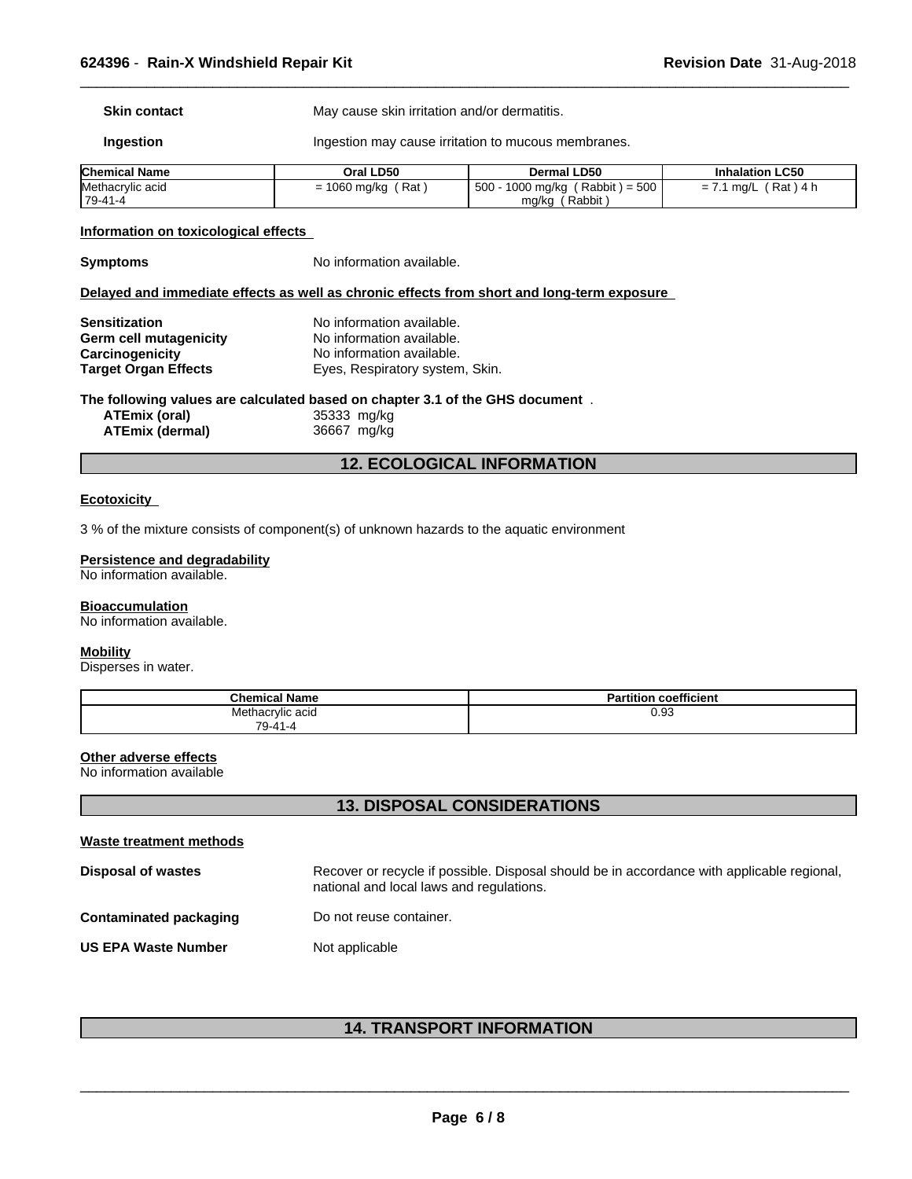**Skin contact** May cause skin irritation and/or dermatitis.

**Ingestion** Ingestion may cause irritation to mucous membranes.

| Chemical Name | Oral LD50 | Dermal LD50 | Inhalation LC50 |
|---|---|---|---|
| Methacrylic acid 79-41-4 | = 1060 mg/kg ( Rat ) | 500 - 1000 mg/kg ( Rabbit ) = 500 mg/kg ( Rabbit ) | = 7.1 mg/L ( Rat ) 4 h |

**Information on toxicological effects**

**Symptoms** No information available.

**Delayed and immediate effects as well as chronic effects from short and long-term exposure**

**Sensitization** No information available.
**Germ cell mutagenicity** No information available.
**Carcinogenicity** No information available.
**Target Organ Effects** Eyes, Respiratory system, Skin.

**The following values are calculated based on chapter 3.1 of the GHS document** .

**ATEmix (oral)** 35333 mg/kg
**ATEmix (dermal)** 36667 mg/kg

## 12. ECOLOGICAL INFORMATION

**Ecotoxicity**

3 % of the mixture consists of component(s) of unknown hazards to the aquatic environment

**Persistence and degradability**
No information available.

**Bioaccumulation**
No information available.

**Mobility**
Disperses in water.

| Chemical Name | Partition coefficient |
|---|---|
| Methacrylic acid 79-41-4 | 0.93 |

**Other adverse effects**
No information available

## 13. DISPOSAL CONSIDERATIONS

**Waste treatment methods**

**Disposal of wastes** Recover or recycle if possible. Disposal should be in accordance with applicable regional, national and local laws and regulations.

**Contaminated packaging** Do not reuse container.

**US EPA Waste Number** Not applicable

## 14. TRANSPORT INFORMATION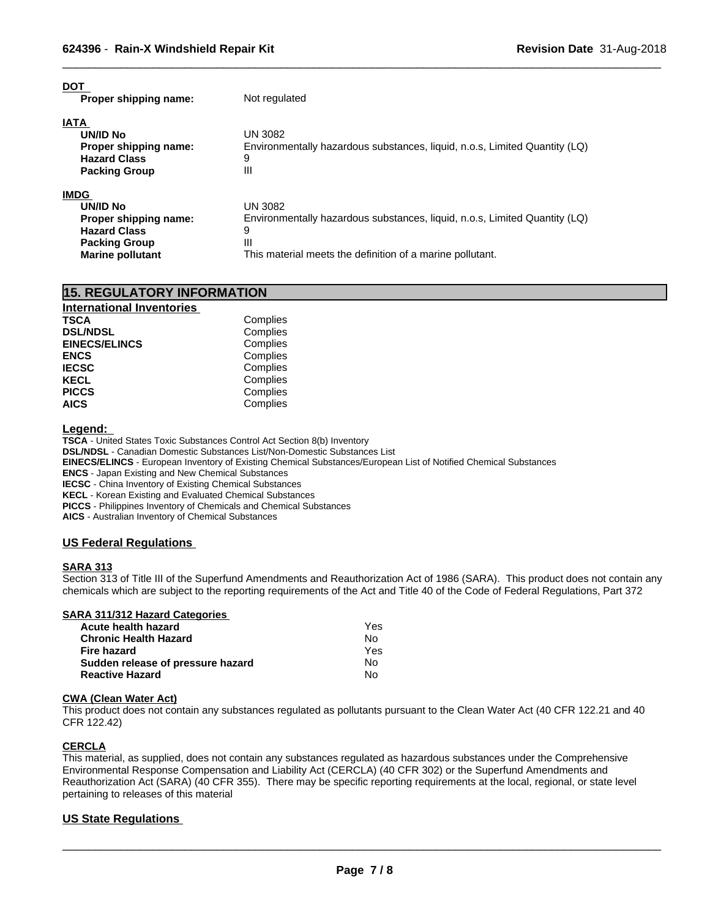**DOT**

| | |
|---|---|
| **Proper shipping name:** | Not regulated |

**IATA**

| | |
|---|---|
| **UN/ID No** | UN 3082 |
| **Proper shipping name:** | Environmentally hazardous substances, liquid, n.o.s, Limited Quantity (LQ) |
| **Hazard Class** | 9 |
| **Packing Group** | III |

**IMDG**

| | |
|---|---|
| **UN/ID No** | UN 3082 |
| **Proper shipping name:** | Environmentally hazardous substances, liquid, n.o.s, Limited Quantity (LQ) |
| **Hazard Class** | 9 |
| **Packing Group** | III |
| **Marine pollutant** | This material meets the definition of a marine pollutant. |

## 15. REGULATORY INFORMATION

**International Inventories**

| | |
|---|---|
| **TSCA** | Complies |
| **DSL/NDSL** | Complies |
| **EINECS/ELINCS** | Complies |
| **ENCS** | Complies |
| **IECSC** | Complies |
| **KECL** | Complies |
| **PICCS** | Complies |
| **AICS** | Complies |

**Legend:**

**TSCA** - United States Toxic Substances Control Act Section 8(b) Inventory
**DSL/NDSL** - Canadian Domestic Substances List/Non-Domestic Substances List
**EINECS/ELINCS** - European Inventory of Existing Chemical Substances/European List of Notified Chemical Substances
**ENCS** - Japan Existing and New Chemical Substances
**IECSC** - China Inventory of Existing Chemical Substances
**KECL** - Korean Existing and Evaluated Chemical Substances
**PICCS** - Philippines Inventory of Chemicals and Chemical Substances
**AICS** - Australian Inventory of Chemical Substances

### US Federal Regulations

**SARA 313**

Section 313 of Title III of the Superfund Amendments and Reauthorization Act of 1986 (SARA). This product does not contain any chemicals which are subject to the reporting requirements of the Act and Title 40 of the Code of Federal Regulations, Part 372

**SARA 311/312 Hazard Categories**

| | |
|---|---|
| **Acute health hazard** | Yes |
| **Chronic Health Hazard** | No |
| **Fire hazard** | Yes |
| **Sudden release of pressure hazard** | No |
| **Reactive Hazard** | No |

**CWA (Clean Water Act)**

This product does not contain any substances regulated as pollutants pursuant to the Clean Water Act (40 CFR 122.21 and 40 CFR 122.42)

**CERCLA**

This material, as supplied, does not contain any substances regulated as hazardous substances under the Comprehensive Environmental Response Compensation and Liability Act (CERCLA) (40 CFR 302) or the Superfund Amendments and Reauthorization Act (SARA) (40 CFR 355). There may be specific reporting requirements at the local, regional, or state level pertaining to releases of this material

### US State Regulations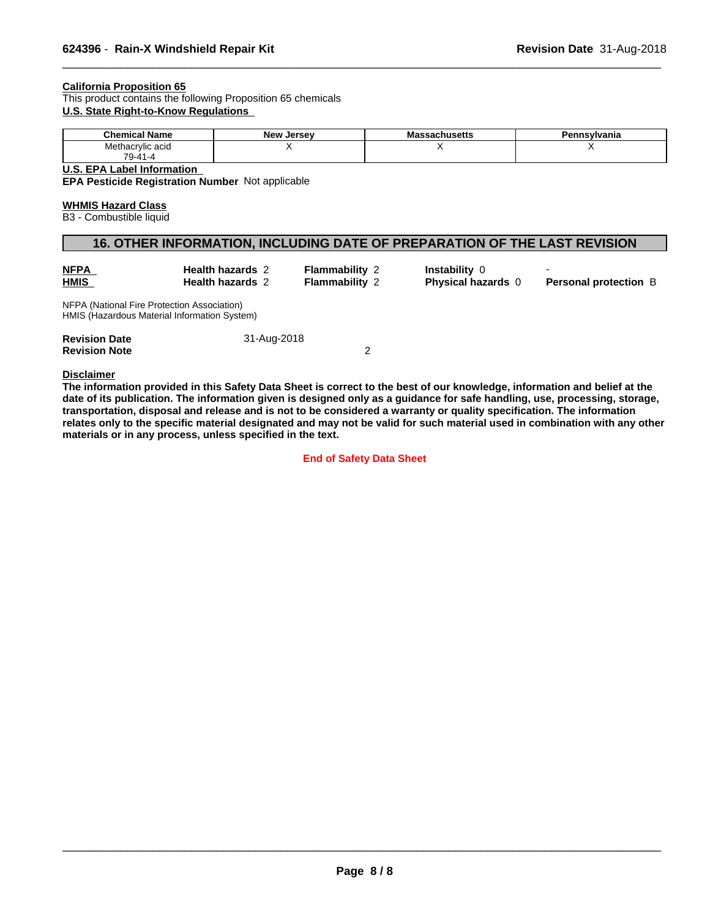**California Proposition 65**

This product contains the following Proposition 65 chemicals

**U.S. State Right-to-Know Regulations**

| Chemical Name | New Jersey | Massachusetts | Pennsylvania |
|---|---|---|---|
| Methacrylic acid<br>79-41-4 | X | X | X |

**U.S. EPA Label Information**

**EPA Pesticide Registration Number** Not applicable

**WHMIS Hazard Class**

B3 - Combustible liquid

## 16. OTHER INFORMATION, INCLUDING DATE OF PREPARATION OF THE LAST REVISION

| | | | | |
|---|---|---|---|---|
| **NFPA** | **Health hazards** 2 | **Flammability** 2 | **Instability** 0 | - |
| **HMIS** | **Health hazards** 2 | **Flammability** 2 | **Physical hazards** 0 | **Personal protection** B |

NFPA (National Fire Protection Association)
HMIS (Hazardous Material Information System)

**Revision Date** 31-Aug-2018
**Revision Note** 2

**Disclaimer**

**The information provided in this Safety Data Sheet is correct to the best of our knowledge, information and belief at the date of its publication. The information given is designed only as a guidance for safe handling, use, processing, storage, transportation, disposal and release and is not to be considered a warranty or quality specification. The information relates only to the specific material designated and may not be valid for such material used in combination with any other materials or in any process, unless specified in the text.**

**End of Safety Data Sheet**